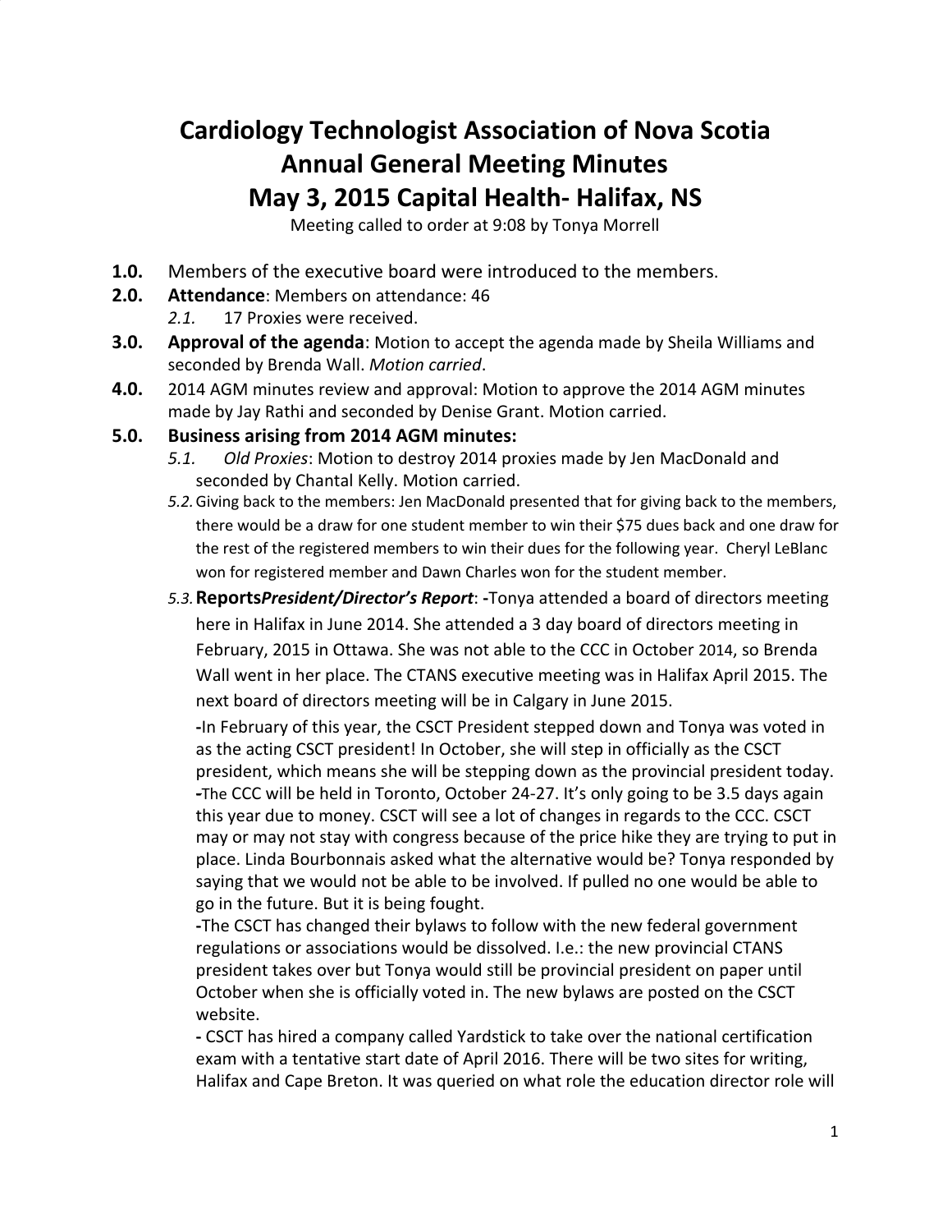# Cardiology Technologist Association of Nova Scotia
# Annual General Meeting Minutes
# May 3, 2015 Capital Health- Halifax, NS

Meeting called to order at 9:08 by Tonya Morrell

**1.0.** Members of the executive board were introduced to the members.

**2.0.** **Attendance**: Members on attendance: 46

*2.1.* 17 Proxies were received.

**3.0.** **Approval of the agenda**: Motion to accept the agenda made by Sheila Williams and seconded by Brenda Wall. *Motion carried*.

**4.0.** 2014 AGM minutes review and approval: Motion to approve the 2014 AGM minutes made by Jay Rathi and seconded by Denise Grant. Motion carried.

**5.0.** **Business arising from 2014 AGM minutes:**

*5.1.* *Old Proxies*: Motion to destroy 2014 proxies made by Jen MacDonald and seconded by Chantal Kelly. Motion carried.

*5.2.* Giving back to the members: Jen MacDonald presented that for giving back to the members, there would be a draw for one student member to win their $75 dues back and one draw for the rest of the registered members to win their dues for the following year. Cheryl LeBlanc won for registered member and Dawn Charles won for the student member.

*5.3.* **Reports*President/Director's Report***: -Tonya attended a board of directors meeting here in Halifax in June 2014. She attended a 3 day board of directors meeting in February, 2015 in Ottawa. She was not able to the CCC in October 2014, so Brenda Wall went in her place. The CTANS executive meeting was in Halifax April 2015. The next board of directors meeting will be in Calgary in June 2015.

-In February of this year, the CSCT President stepped down and Tonya was voted in as the acting CSCT president! In October, she will step in officially as the CSCT president, which means she will be stepping down as the provincial president today.

-The CCC will be held in Toronto, October 24-27. It's only going to be 3.5 days again this year due to money. CSCT will see a lot of changes in regards to the CCC. CSCT may or may not stay with congress because of the price hike they are trying to put in place. Linda Bourbonnais asked what the alternative would be? Tonya responded by saying that we would not be able to be involved. If pulled no one would be able to go in the future. But it is being fought.

-The CSCT has changed their bylaws to follow with the new federal government regulations or associations would be dissolved. I.e.: the new provincial CTANS president takes over but Tonya would still be provincial president on paper until October when she is officially voted in. The new bylaws are posted on the CSCT website.

- CSCT has hired a company called Yardstick to take over the national certification exam with a tentative start date of April 2016. There will be two sites for writing, Halifax and Cape Breton. It was queried on what role the education director role will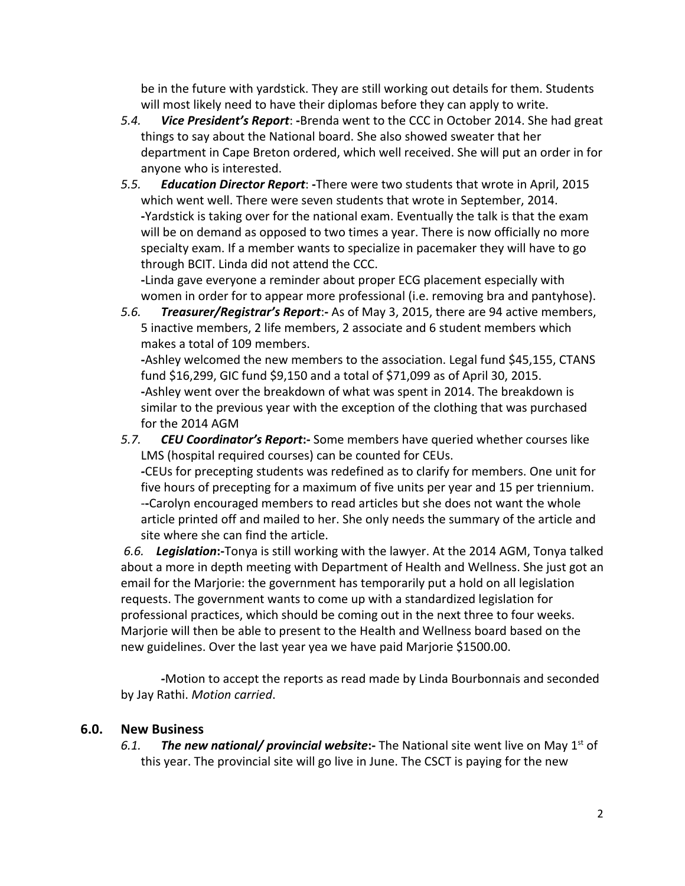be in the future with yardstick. They are still working out details for them. Students will most likely need to have their diplomas before they can apply to write.

5.4. ***Vice President's Report***: **-**Brenda went to the CCC in October 2014. She had great things to say about the National board. She also showed sweater that her department in Cape Breton ordered, which well received. She will put an order in for anyone who is interested.

5.5. ***Education Director Report***: **-**There were two students that wrote in April, 2015 which went well. There were seven students that wrote in September, 2014.
**-**Yardstick is taking over for the national exam. Eventually the talk is that the exam will be on demand as opposed to two times a year. There is now officially no more specialty exam. If a member wants to specialize in pacemaker they will have to go through BCIT. Linda did not attend the CCC.
**-**Linda gave everyone a reminder about proper ECG placement especially with women in order for to appear more professional (i.e. removing bra and pantyhose).

5.6. ***Treasurer/Registrar's Report*****:-** As of May 3, 2015, there are 94 active members, 5 inactive members, 2 life members, 2 associate and 6 student members which makes a total of 109 members.
**-**Ashley welcomed the new members to the association. Legal fund $45,155, CTANS fund $16,299, GIC fund $9,150 and a total of $71,099 as of April 30, 2015.
**-**Ashley went over the breakdown of what was spent in 2014. The breakdown is similar to the previous year with the exception of the clothing that was purchased for the 2014 AGM

5.7. ***CEU Coordinator's Report*****:-** Some members have queried whether courses like LMS (hospital required courses) can be counted for CEUs.
**-**CEUs for precepting students was redefined as to clarify for members. One unit for five hours of precepting for a maximum of five units per year and 15 per triennium.
-**-**Carolyn encouraged members to read articles but she does not want the whole article printed off and mailed to her. She only needs the summary of the article and site where she can find the article.

*6.6.* ***Legislation*****:-**Tonya is still working with the lawyer. At the 2014 AGM, Tonya talked about a more in depth meeting with Department of Health and Wellness. She just got an email for the Marjorie: the government has temporarily put a hold on all legislation requests. The government wants to come up with a standardized legislation for professional practices, which should be coming out in the next three to four weeks. Marjorie will then be able to present to the Health and Wellness board based on the new guidelines. Over the last year yea we have paid Marjorie $1500.00.

**-**Motion to accept the reports as read made by Linda Bourbonnais and seconded by Jay Rathi. *Motion carried*.

## 6.0. New Business

6.1. ***The new national/ provincial website*****:-** The National site went live on May 1st of this year. The provincial site will go live in June. The CSCT is paying for the new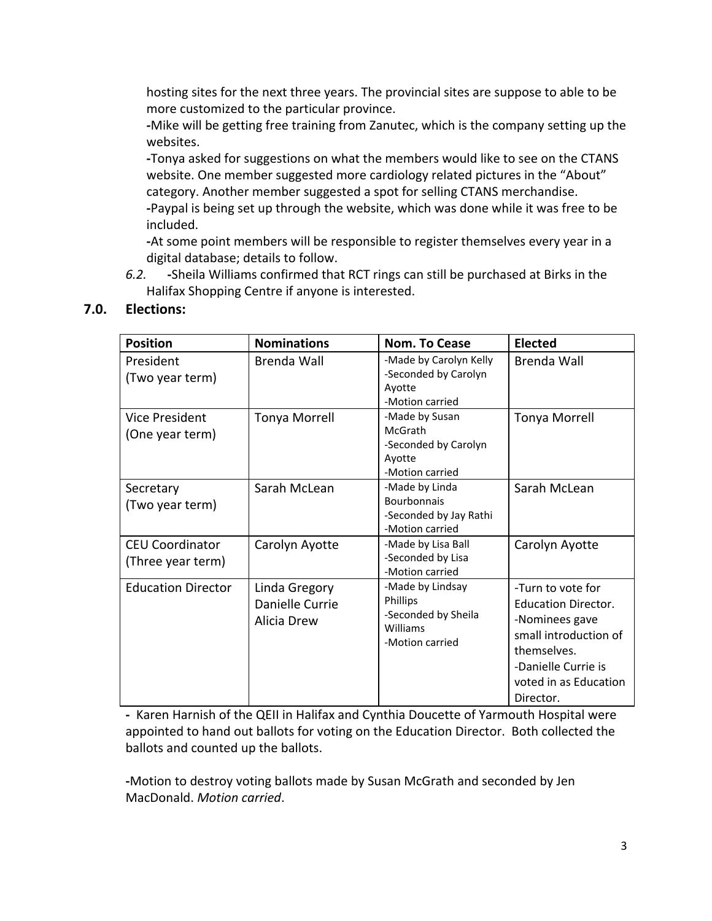hosting sites for the next three years. The provincial sites are suppose to able to be more customized to the particular province.

-Mike will be getting free training from Zanutec, which is the company setting up the websites.

-Tonya asked for suggestions on what the members would like to see on the CTANS website. One member suggested more cardiology related pictures in the "About" category. Another member suggested a spot for selling CTANS merchandise.

-Paypal is being set up through the website, which was done while it was free to be included.

-At some point members will be responsible to register themselves every year in a digital database; details to follow.

*6.2.* -Sheila Williams confirmed that RCT rings can still be purchased at Birks in the Halifax Shopping Centre if anyone is interested.

## 7.0. Elections:

| Position | Nominations | Nom. To Cease | Elected |
|---|---|---|---|
| President (Two year term) | Brenda Wall | -Made by Carolyn Kelly<br>-Seconded by Carolyn Ayotte<br>-Motion carried | Brenda Wall |
| Vice President (One year term) | Tonya Morrell | -Made by Susan McGrath<br>-Seconded by Carolyn Ayotte<br>-Motion carried | Tonya Morrell |
| Secretary (Two year term) | Sarah McLean | -Made by Linda Bourbonnais<br>-Seconded by Jay Rathi<br>-Motion carried | Sarah McLean |
| CEU Coordinator (Three year term) | Carolyn Ayotte | -Made by Lisa Ball<br>-Seconded by Lisa<br>-Motion carried | Carolyn Ayotte |
| Education Director | Linda Gregory<br>Danielle Currie<br>Alicia Drew | -Made by Lindsay Phillips<br>-Seconded by Sheila Williams<br>-Motion carried | -Turn to vote for Education Director.<br>-Nominees gave small introduction of themselves.<br>-Danielle Currie is voted in as Education Director. |

- Karen Harnish of the QEII in Halifax and Cynthia Doucette of Yarmouth Hospital were appointed to hand out ballots for voting on the Education Director. Both collected the ballots and counted up the ballots.

-Motion to destroy voting ballots made by Susan McGrath and seconded by Jen MacDonald. *Motion carried*.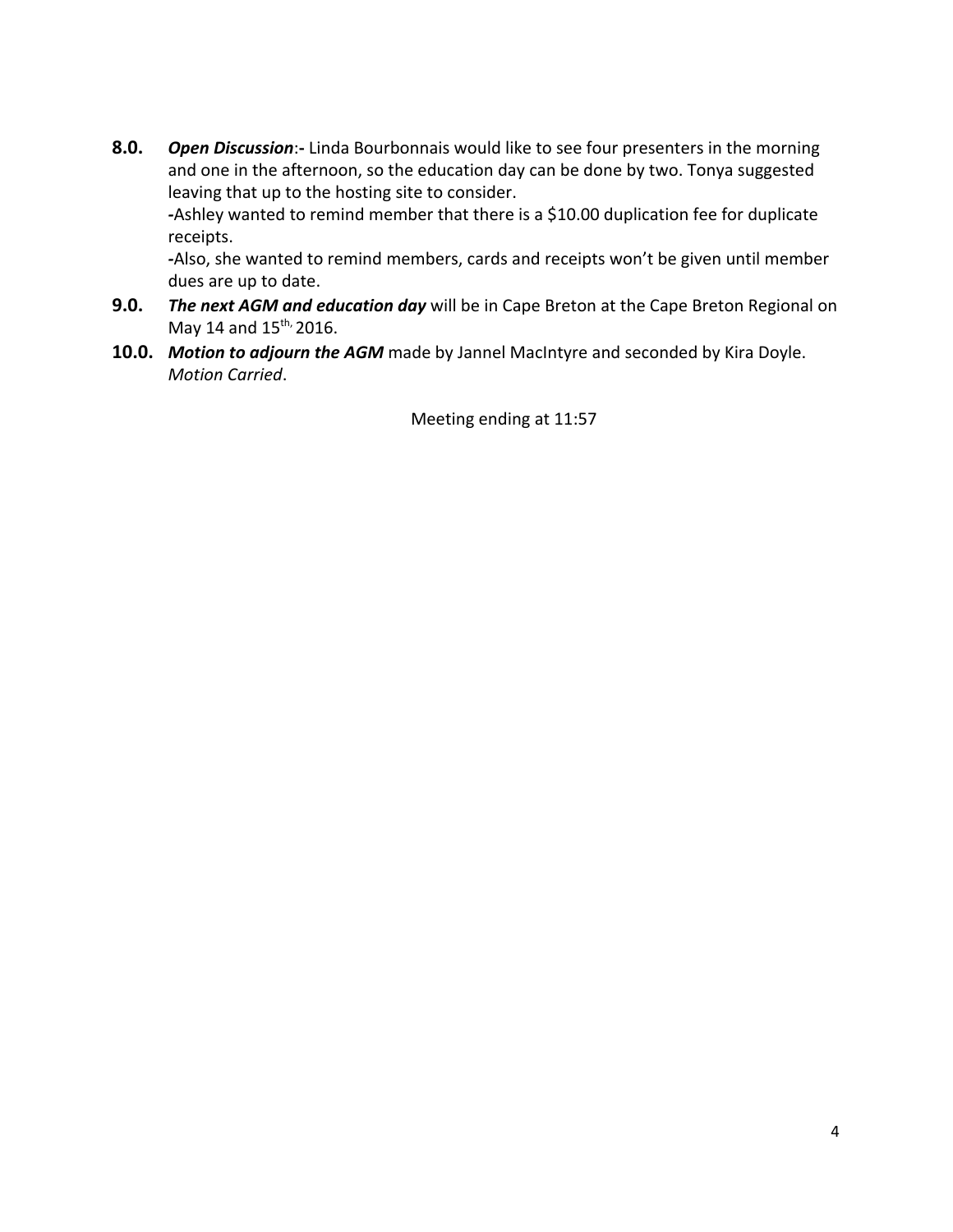**8.0.** ***Open Discussion*:-** Linda Bourbonnais would like to see four presenters in the morning and one in the afternoon, so the education day can be done by two. Tonya suggested leaving that up to the hosting site to consider.

**-**Ashley wanted to remind member that there is a $10.00 duplication fee for duplicate receipts.

**-**Also, she wanted to remind members, cards and receipts won't be given until member dues are up to date.

**9.0.** ***The next AGM and education day*** will be in Cape Breton at the Cape Breton Regional on May 14 and 15th, 2016.

**10.0.** ***Motion to adjourn the AGM*** made by Jannel MacIntyre and seconded by Kira Doyle. *Motion Carried*.

Meeting ending at 11:57